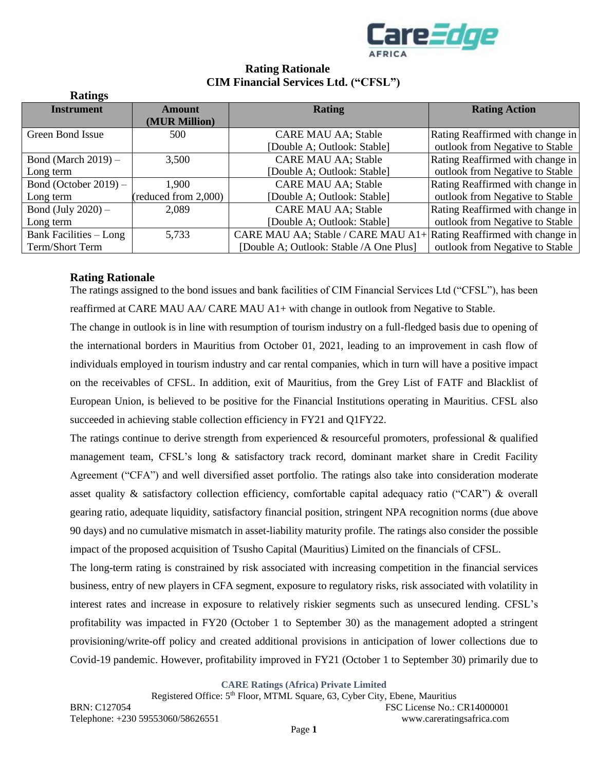# Rating Rationale
## CIM Financial Services Ltd. ("CFSL")

**Ratings**

| Instrument | Amount (MUR Million) | Rating | Rating Action |
|---|---|---|---|
| Green Bond Issue | 500 | CARE MAU AA; Stable [Double A; Outlook: Stable] | Rating Reaffirmed with change in outlook from Negative to Stable |
| Bond (March 2019) – Long term | 3,500 | CARE MAU AA; Stable [Double A; Outlook: Stable] | Rating Reaffirmed with change in outlook from Negative to Stable |
| Bond (October 2019) – Long term | 1,900 (reduced from 2,000) | CARE MAU AA; Stable [Double A; Outlook: Stable] | Rating Reaffirmed with change in outlook from Negative to Stable |
| Bond (July 2020) – Long term | 2,089 | CARE MAU AA; Stable [Double A; Outlook: Stable] | Rating Reaffirmed with change in outlook from Negative to Stable |
| Bank Facilities – Long Term/Short Term | 5,733 | CARE MAU AA; Stable / CARE MAU A1+ [Double A; Outlook: Stable /A One Plus] | Rating Reaffirmed with change in outlook from Negative to Stable |

## Rating Rationale

The ratings assigned to the bond issues and bank facilities of CIM Financial Services Ltd ("CFSL"), has been reaffirmed at CARE MAU AA/ CARE MAU A1+ with change in outlook from Negative to Stable.

The change in outlook is in line with resumption of tourism industry on a full-fledged basis due to opening of the international borders in Mauritius from October 01, 2021, leading to an improvement in cash flow of individuals employed in tourism industry and car rental companies, which in turn will have a positive impact on the receivables of CFSL. In addition, exit of Mauritius, from the Grey List of FATF and Blacklist of European Union, is believed to be positive for the Financial Institutions operating in Mauritius. CFSL also succeeded in achieving stable collection efficiency in FY21 and Q1FY22.

The ratings continue to derive strength from experienced & resourceful promoters, professional & qualified management team, CFSL's long & satisfactory track record, dominant market share in Credit Facility Agreement ("CFA") and well diversified asset portfolio. The ratings also take into consideration moderate asset quality & satisfactory collection efficiency, comfortable capital adequacy ratio ("CAR") & overall gearing ratio, adequate liquidity, satisfactory financial position, stringent NPA recognition norms (due above 90 days) and no cumulative mismatch in asset-liability maturity profile. The ratings also consider the possible impact of the proposed acquisition of Tsusho Capital (Mauritius) Limited on the financials of CFSL.

The long-term rating is constrained by risk associated with increasing competition in the financial services business, entry of new players in CFA segment, exposure to regulatory risks, risk associated with volatility in interest rates and increase in exposure to relatively riskier segments such as unsecured lending. CFSL's profitability was impacted in FY20 (October 1 to September 30) as the management adopted a stringent provisioning/write-off policy and created additional provisions in anticipation of lower collections due to Covid-19 pandemic. However, profitability improved in FY21 (October 1 to September 30) primarily due to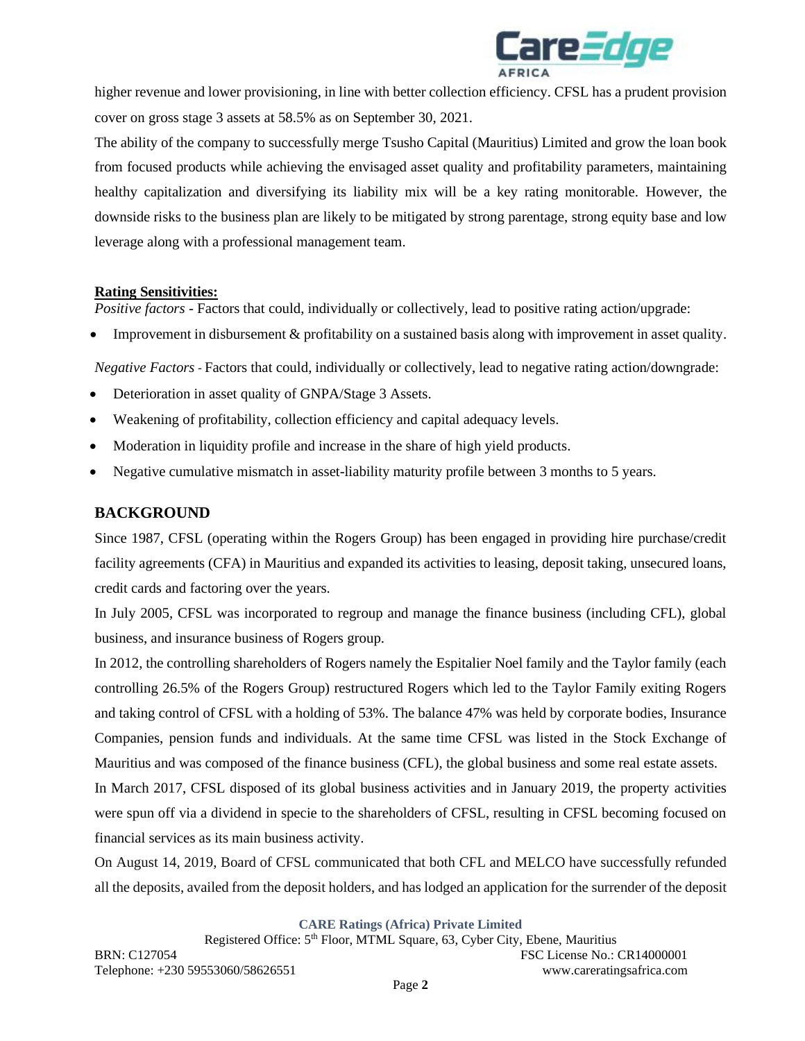higher revenue and lower provisioning, in line with better collection efficiency. CFSL has a prudent provision cover on gross stage 3 assets at 58.5% as on September 30, 2021.

The ability of the company to successfully merge Tsusho Capital (Mauritius) Limited and grow the loan book from focused products while achieving the envisaged asset quality and profitability parameters, maintaining healthy capitalization and diversifying its liability mix will be a key rating monitorable. However, the downside risks to the business plan are likely to be mitigated by strong parentage, strong equity base and low leverage along with a professional management team.

**Rating Sensitivities:**

*Positive factors* - Factors that could, individually or collectively, lead to positive rating action/upgrade:

- Improvement in disbursement & profitability on a sustained basis along with improvement in asset quality.

*Negative Factors* - Factors that could, individually or collectively, lead to negative rating action/downgrade:

- Deterioration in asset quality of GNPA/Stage 3 Assets.
- Weakening of profitability, collection efficiency and capital adequacy levels.
- Moderation in liquidity profile and increase in the share of high yield products.
- Negative cumulative mismatch in asset-liability maturity profile between 3 months to 5 years.

## BACKGROUND

Since 1987, CFSL (operating within the Rogers Group) has been engaged in providing hire purchase/credit facility agreements (CFA) in Mauritius and expanded its activities to leasing, deposit taking, unsecured loans, credit cards and factoring over the years.

In July 2005, CFSL was incorporated to regroup and manage the finance business (including CFL), global business, and insurance business of Rogers group.

In 2012, the controlling shareholders of Rogers namely the Espitalier Noel family and the Taylor family (each controlling 26.5% of the Rogers Group) restructured Rogers which led to the Taylor Family exiting Rogers and taking control of CFSL with a holding of 53%. The balance 47% was held by corporate bodies, Insurance Companies, pension funds and individuals. At the same time CFSL was listed in the Stock Exchange of Mauritius and was composed of the finance business (CFL), the global business and some real estate assets.

In March 2017, CFSL disposed of its global business activities and in January 2019, the property activities were spun off via a dividend in specie to the shareholders of CFSL, resulting in CFSL becoming focused on financial services as its main business activity.

On August 14, 2019, Board of CFSL communicated that both CFL and MELCO have successfully refunded all the deposits, availed from the deposit holders, and has lodged an application for the surrender of the deposit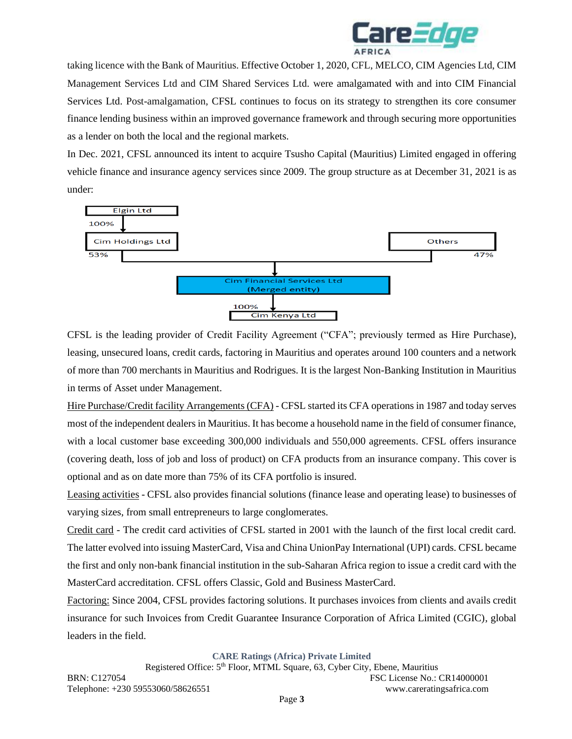taking licence with the Bank of Mauritius. Effective October 1, 2020, CFL, MELCO, CIM Agencies Ltd, CIM Management Services Ltd and CIM Shared Services Ltd. were amalgamated with and into CIM Financial Services Ltd. Post-amalgamation, CFSL continues to focus on its strategy to strengthen its core consumer finance lending business within an improved governance framework and through securing more opportunities as a lender on both the local and the regional markets.

In Dec. 2021, CFSL announced its intent to acquire Tsusho Capital (Mauritius) Limited engaged in offering vehicle finance and insurance agency services since 2009. The group structure as at December 31, 2021 is as under:

Elgin Ltd

100%

Cim Holdings Ltd

Others

53%

47%

Cim Financial Services Ltd (Merged entity)

100%

Cim Kenya Ltd

CFSL is the leading provider of Credit Facility Agreement ("CFA"; previously termed as Hire Purchase), leasing, unsecured loans, credit cards, factoring in Mauritius and operates around 100 counters and a network of more than 700 merchants in Mauritius and Rodrigues. It is the largest Non-Banking Institution in Mauritius in terms of Asset under Management.

<u>Hire Purchase/Credit facility Arrangements (CFA)</u> - CFSL started its CFA operations in 1987 and today serves most of the independent dealers in Mauritius. It has become a household name in the field of consumer finance, with a local customer base exceeding 300,000 individuals and 550,000 agreements. CFSL offers insurance (covering death, loss of job and loss of product) on CFA products from an insurance company. This cover is optional and as on date more than 75% of its CFA portfolio is insured.

<u>Leasing activities</u> - CFSL also provides financial solutions (finance lease and operating lease) to businesses of varying sizes, from small entrepreneurs to large conglomerates.

<u>Credit card</u> - The credit card activities of CFSL started in 2001 with the launch of the first local credit card. The latter evolved into issuing MasterCard, Visa and China UnionPay International (UPI) cards. CFSL became the first and only non-bank financial institution in the sub-Saharan Africa region to issue a credit card with the MasterCard accreditation. CFSL offers Classic, Gold and Business MasterCard.

<u>Factoring:</u> Since 2004, CFSL provides factoring solutions. It purchases invoices from clients and avails credit insurance for such Invoices from Credit Guarantee Insurance Corporation of Africa Limited (CGIC), global leaders in the field.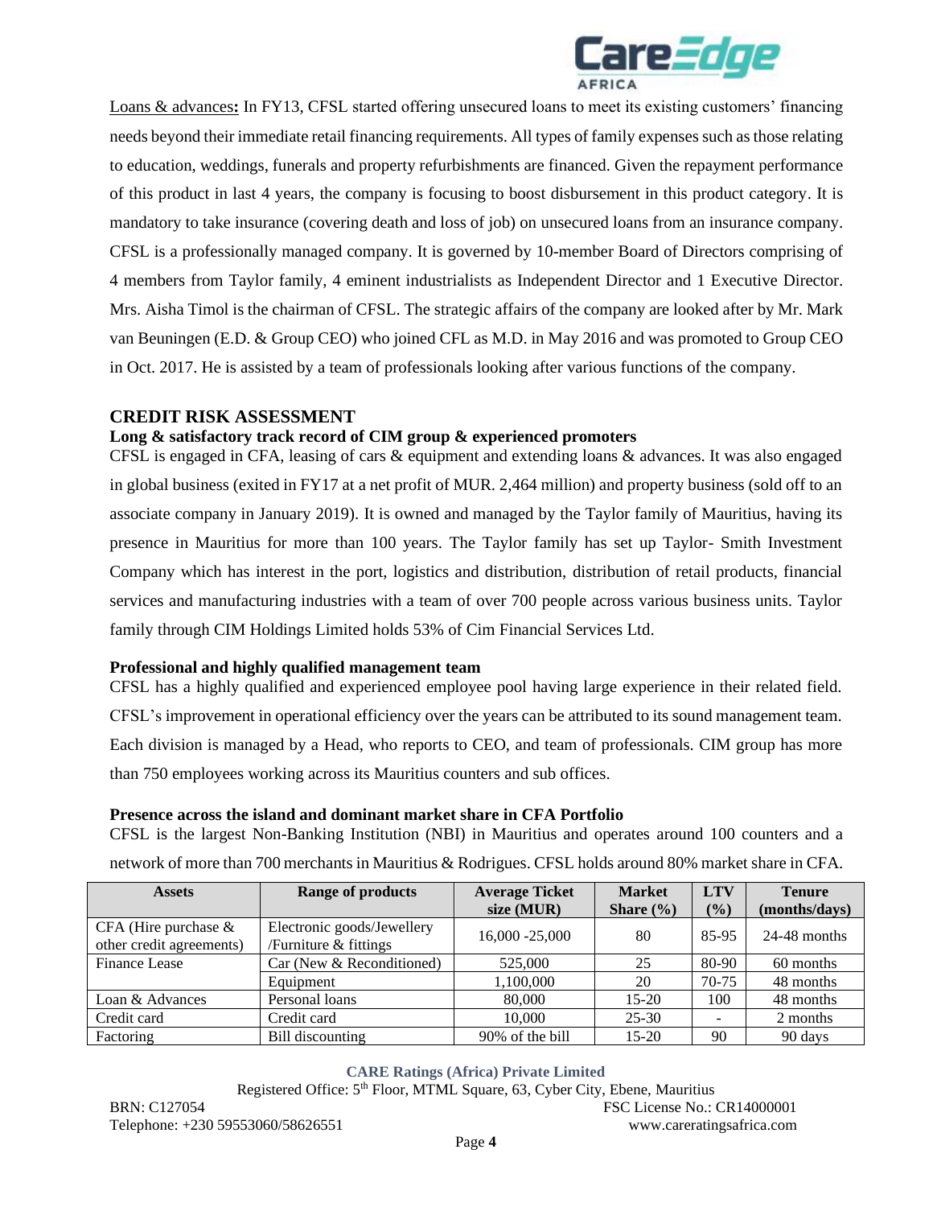Loans & advances**:** In FY13, CFSL started offering unsecured loans to meet its existing customers' financing needs beyond their immediate retail financing requirements. All types of family expenses such as those relating to education, weddings, funerals and property refurbishments are financed. Given the repayment performance of this product in last 4 years, the company is focusing to boost disbursement in this product category. It is mandatory to take insurance (covering death and loss of job) on unsecured loans from an insurance company. CFSL is a professionally managed company. It is governed by 10-member Board of Directors comprising of 4 members from Taylor family, 4 eminent industrialists as Independent Director and 1 Executive Director. Mrs. Aisha Timol is the chairman of CFSL. The strategic affairs of the company are looked after by Mr. Mark van Beuningen (E.D. & Group CEO) who joined CFL as M.D. in May 2016 and was promoted to Group CEO in Oct. 2017. He is assisted by a team of professionals looking after various functions of the company.

## CREDIT RISK ASSESSMENT

**Long & satisfactory track record of CIM group & experienced promoters**

CFSL is engaged in CFA, leasing of cars & equipment and extending loans & advances. It was also engaged in global business (exited in FY17 at a net profit of MUR. 2,464 million) and property business (sold off to an associate company in January 2019). It is owned and managed by the Taylor family of Mauritius, having its presence in Mauritius for more than 100 years. The Taylor family has set up Taylor- Smith Investment Company which has interest in the port, logistics and distribution, distribution of retail products, financial services and manufacturing industries with a team of over 700 people across various business units. Taylor family through CIM Holdings Limited holds 53% of Cim Financial Services Ltd.

**Professional and highly qualified management team**

CFSL has a highly qualified and experienced employee pool having large experience in their related field. CFSL's improvement in operational efficiency over the years can be attributed to its sound management team. Each division is managed by a Head, who reports to CEO, and team of professionals. CIM group has more than 750 employees working across its Mauritius counters and sub offices.

**Presence across the island and dominant market share in CFA Portfolio**

CFSL is the largest Non-Banking Institution (NBI) in Mauritius and operates around 100 counters and a network of more than 700 merchants in Mauritius & Rodrigues. CFSL holds around 80% market share in CFA.

| Assets | Range of products | Average Ticket size (MUR) | Market Share (%) | LTV (%) | Tenure (months/days) |
|---|---|---|---|---|---|
| CFA (Hire purchase & other credit agreements) | Electronic goods/Jewellery /Furniture & fittings | 16,000 -25,000 | 80 | 85-95 | 24-48 months |
| Finance Lease | Car (New & Reconditioned) | 525,000 | 25 | 80-90 | 60 months |
| | Equipment | 1,100,000 | 20 | 70-75 | 48 months |
| Loan & Advances | Personal loans | 80,000 | 15-20 | 100 | 48 months |
| Credit card | Credit card | 10,000 | 25-30 | - | 2 months |
| Factoring | Bill discounting | 90% of the bill | 15-20 | 90 | 90 days |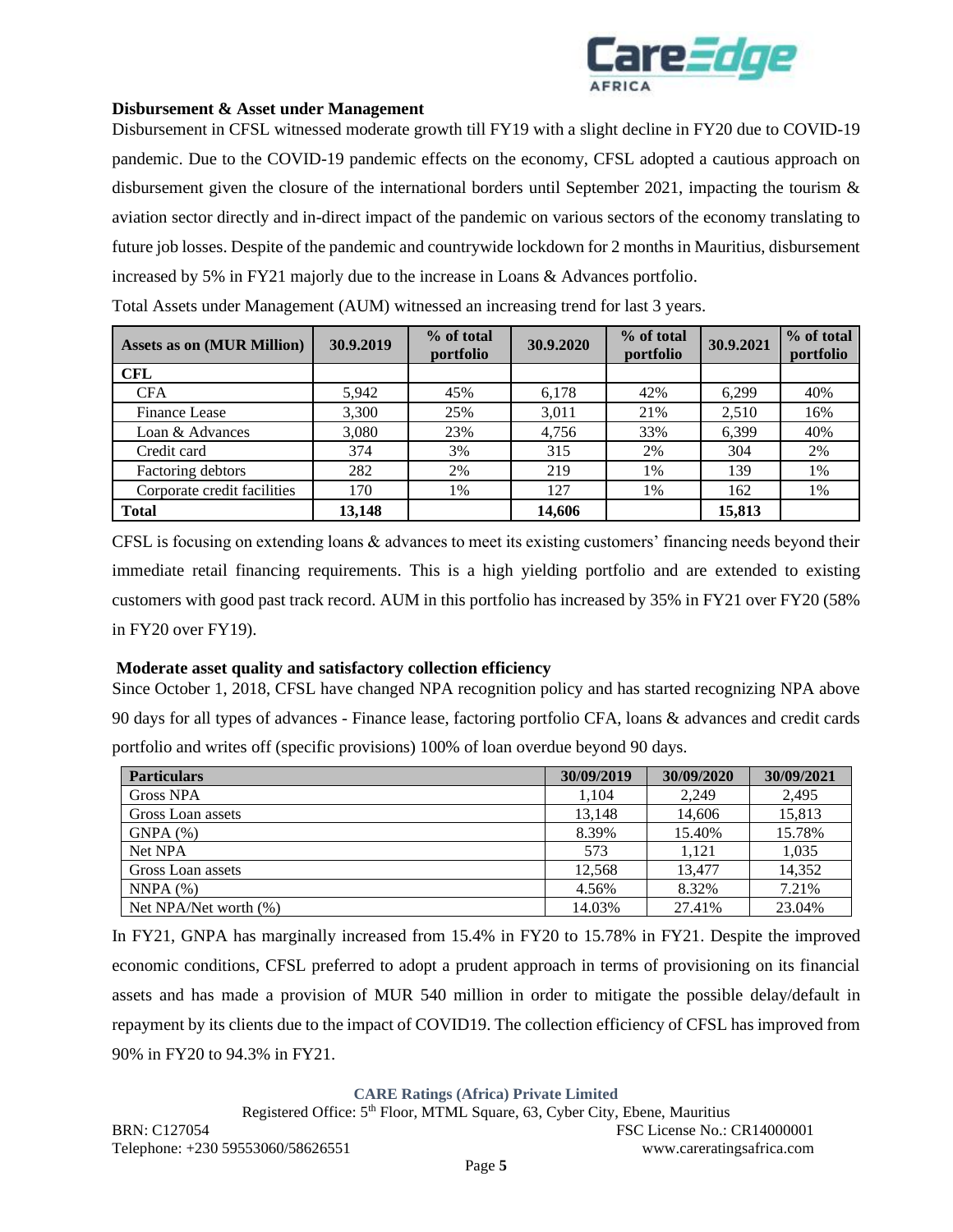**Disbursement & Asset under Management**

Disbursement in CFSL witnessed moderate growth till FY19 with a slight decline in FY20 due to COVID-19 pandemic. Due to the COVID-19 pandemic effects on the economy, CFSL adopted a cautious approach on disbursement given the closure of the international borders until September 2021, impacting the tourism & aviation sector directly and in-direct impact of the pandemic on various sectors of the economy translating to future job losses. Despite of the pandemic and countrywide lockdown for 2 months in Mauritius, disbursement increased by 5% in FY21 majorly due to the increase in Loans & Advances portfolio.

Total Assets under Management (AUM) witnessed an increasing trend for last 3 years.

| Assets as on (MUR Million) | 30.9.2019 | % of total portfolio | 30.9.2020 | % of total portfolio | 30.9.2021 | % of total portfolio |
|---|---|---|---|---|---|---|
| **CFL** | | | | | | |
| CFA | 5,942 | 45% | 6,178 | 42% | 6,299 | 40% |
| Finance Lease | 3,300 | 25% | 3,011 | 21% | 2,510 | 16% |
| Loan & Advances | 3,080 | 23% | 4,756 | 33% | 6,399 | 40% |
| Credit card | 374 | 3% | 315 | 2% | 304 | 2% |
| Factoring debtors | 282 | 2% | 219 | 1% | 139 | 1% |
| Corporate credit facilities | 170 | 1% | 127 | 1% | 162 | 1% |
| **Total** | **13,148** | | **14,606** | | **15,813** | |

CFSL is focusing on extending loans & advances to meet its existing customers' financing needs beyond their immediate retail financing requirements. This is a high yielding portfolio and are extended to existing customers with good past track record. AUM in this portfolio has increased by 35% in FY21 over FY20 (58% in FY20 over FY19).

**Moderate asset quality and satisfactory collection efficiency**

Since October 1, 2018, CFSL have changed NPA recognition policy and has started recognizing NPA above 90 days for all types of advances - Finance lease, factoring portfolio CFA, loans & advances and credit cards portfolio and writes off (specific provisions) 100% of loan overdue beyond 90 days.

| Particulars | 30/09/2019 | 30/09/2020 | 30/09/2021 |
|---|---|---|---|
| Gross NPA | 1,104 | 2,249 | 2,495 |
| Gross Loan assets | 13,148 | 14,606 | 15,813 |
| GNPA (%) | 8.39% | 15.40% | 15.78% |
| Net NPA | 573 | 1,121 | 1,035 |
| Gross Loan assets | 12,568 | 13,477 | 14,352 |
| NNPA (%) | 4.56% | 8.32% | 7.21% |
| Net NPA/Net worth (%) | 14.03% | 27.41% | 23.04% |

In FY21, GNPA has marginally increased from 15.4% in FY20 to 15.78% in FY21. Despite the improved economic conditions, CFSL preferred to adopt a prudent approach in terms of provisioning on its financial assets and has made a provision of MUR 540 million in order to mitigate the possible delay/default in repayment by its clients due to the impact of COVID19. The collection efficiency of CFSL has improved from 90% in FY20 to 94.3% in FY21.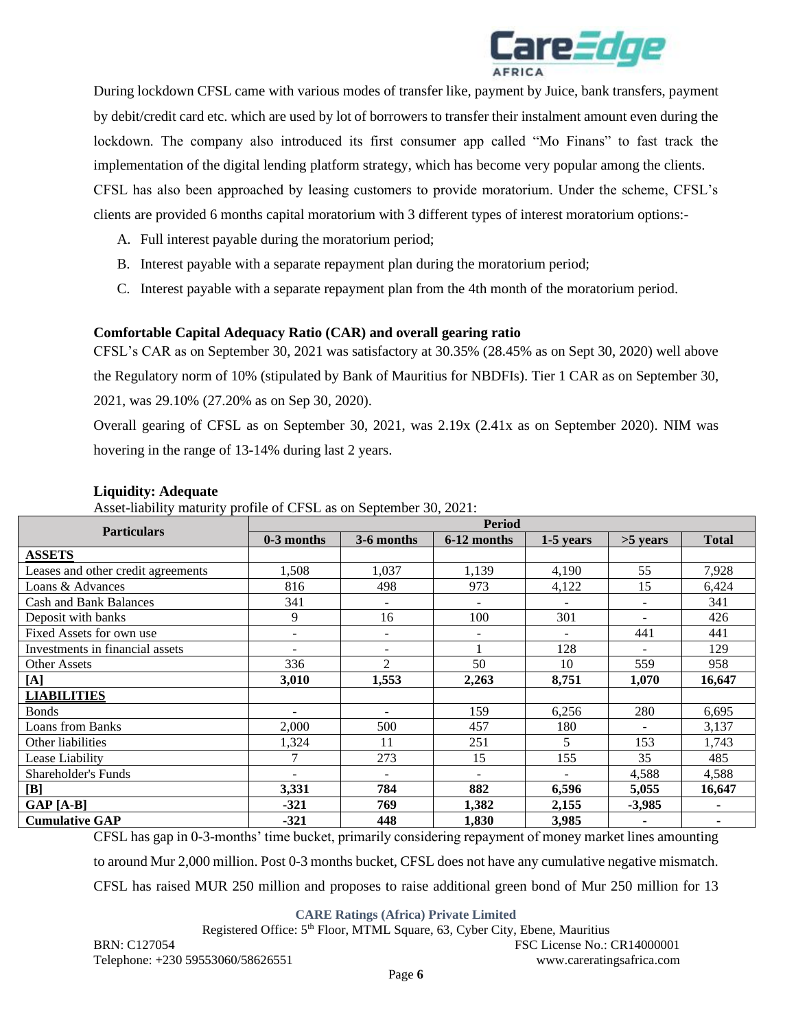During lockdown CFSL came with various modes of transfer like, payment by Juice, bank transfers, payment by debit/credit card etc. which are used by lot of borrowers to transfer their instalment amount even during the lockdown. The company also introduced its first consumer app called "Mo Finans" to fast track the implementation of the digital lending platform strategy, which has become very popular among the clients.

CFSL has also been approached by leasing customers to provide moratorium. Under the scheme, CFSL's clients are provided 6 months capital moratorium with 3 different types of interest moratorium options:-

A. Full interest payable during the moratorium period;
B. Interest payable with a separate repayment plan during the moratorium period;
C. Interest payable with a separate repayment plan from the 4th month of the moratorium period.

**Comfortable Capital Adequacy Ratio (CAR) and overall gearing ratio**

CFSL's CAR as on September 30, 2021 was satisfactory at 30.35% (28.45% as on Sept 30, 2020) well above the Regulatory norm of 10% (stipulated by Bank of Mauritius for NBDFIs). Tier 1 CAR as on September 30, 2021, was 29.10% (27.20% as on Sep 30, 2020).

Overall gearing of CFSL as on September 30, 2021, was 2.19x (2.41x as on September 2020). NIM was hovering in the range of 13-14% during last 2 years.

**Liquidity: Adequate**

Asset-liability maturity profile of CFSL as on September 30, 2021:

| Particulars | Period | | | | | |
|---|---|---|---|---|---|---|
| | 0-3 months | 3-6 months | 6-12 months | 1-5 years | >5 years | Total |
| **ASSETS** | | | | | | |
| Leases and other credit agreements | 1,508 | 1,037 | 1,139 | 4,190 | 55 | 7,928 |
| Loans & Advances | 816 | 498 | 973 | 4,122 | 15 | 6,424 |
| Cash and Bank Balances | 341 | - | - | - | - | 341 |
| Deposit with banks | 9 | 16 | 100 | 301 | - | 426 |
| Fixed Assets for own use | - | - | - | - | 441 | 441 |
| Investments in financial assets | - | - | 1 | 128 | - | 129 |
| Other Assets | 336 | 2 | 50 | 10 | 559 | 958 |
| **[A]** | **3,010** | **1,553** | **2,263** | **8,751** | **1,070** | **16,647** |
| **LIABILITIES** | | | | | | |
| Bonds | - | - | 159 | 6,256 | 280 | 6,695 |
| Loans from Banks | 2,000 | 500 | 457 | 180 | - | 3,137 |
| Other liabilities | 1,324 | 11 | 251 | 5 | 153 | 1,743 |
| Lease Liability | 7 | 273 | 15 | 155 | 35 | 485 |
| Shareholder's Funds | - | - | - | - | 4,588 | 4,588 |
| **[B]** | **3,331** | **784** | **882** | **6,596** | **5,055** | **16,647** |
| **GAP [A-B]** | **-321** | **769** | **1,382** | **2,155** | **-3,985** | **-** |
| **Cumulative GAP** | **-321** | **448** | **1,830** | **3,985** | **-** | **-** |

CFSL has gap in 0-3-months' time bucket, primarily considering repayment of money market lines amounting to around Mur 2,000 million. Post 0-3 months bucket, CFSL does not have any cumulative negative mismatch. CFSL has raised MUR 250 million and proposes to raise additional green bond of Mur 250 million for 13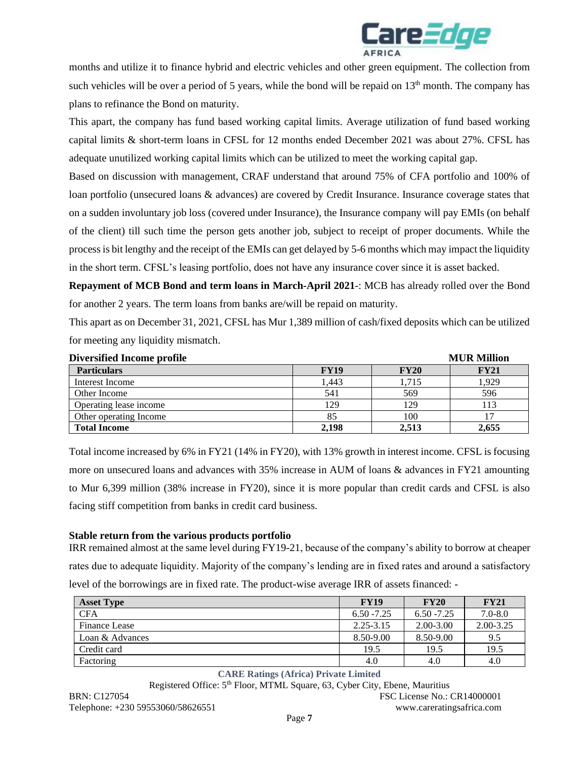months and utilize it to finance hybrid and electric vehicles and other green equipment. The collection from such vehicles will be over a period of 5 years, while the bond will be repaid on 13th month. The company has plans to refinance the Bond on maturity.

This apart, the company has fund based working capital limits. Average utilization of fund based working capital limits & short-term loans in CFSL for 12 months ended December 2021 was about 27%. CFSL has adequate unutilized working capital limits which can be utilized to meet the working capital gap.

Based on discussion with management, CRAF understand that around 75% of CFA portfolio and 100% of loan portfolio (unsecured loans & advances) are covered by Credit Insurance. Insurance coverage states that on a sudden involuntary job loss (covered under Insurance), the Insurance company will pay EMIs (on behalf of the client) till such time the person gets another job, subject to receipt of proper documents. While the process is bit lengthy and the receipt of the EMIs can get delayed by 5-6 months which may impact the liquidity in the short term. CFSL's leasing portfolio, does not have any insurance cover since it is asset backed.

**Repayment of MCB Bond and term loans in March-April 2021**-: MCB has already rolled over the Bond for another 2 years. The term loans from banks are/will be repaid on maturity.

This apart as on December 31, 2021, CFSL has Mur 1,389 million of cash/fixed deposits which can be utilized for meeting any liquidity mismatch.

**Diversified Income profile** **MUR Million**

| Particulars | FY19 | FY20 | FY21 |
|---|---|---|---|
| Interest Income | 1,443 | 1,715 | 1,929 |
| Other Income | 541 | 569 | 596 |
| Operating lease income | 129 | 129 | 113 |
| Other operating Income | 85 | 100 | 17 |
| **Total Income** | **2,198** | **2,513** | **2,655** |

Total income increased by 6% in FY21 (14% in FY20), with 13% growth in interest income. CFSL is focusing more on unsecured loans and advances with 35% increase in AUM of loans & advances in FY21 amounting to Mur 6,399 million (38% increase in FY20), since it is more popular than credit cards and CFSL is also facing stiff competition from banks in credit card business.

**Stable return from the various products portfolio**

IRR remained almost at the same level during FY19-21, because of the company's ability to borrow at cheaper rates due to adequate liquidity. Majority of the company's lending are in fixed rates and around a satisfactory level of the borrowings are in fixed rate. The product-wise average IRR of assets financed: -

| Asset Type | FY19 | FY20 | FY21 |
|---|---|---|---|
| CFA | 6.50 -7.25 | 6.50 -7.25 | 7.0-8.0 |
| Finance Lease | 2.25-3.15 | 2.00-3.00 | 2.00-3.25 |
| Loan & Advances | 8.50-9.00 | 8.50-9.00 | 9.5 |
| Credit card | 19.5 | 19.5 | 19.5 |
| Factoring | 4.0 | 4.0 | 4.0 |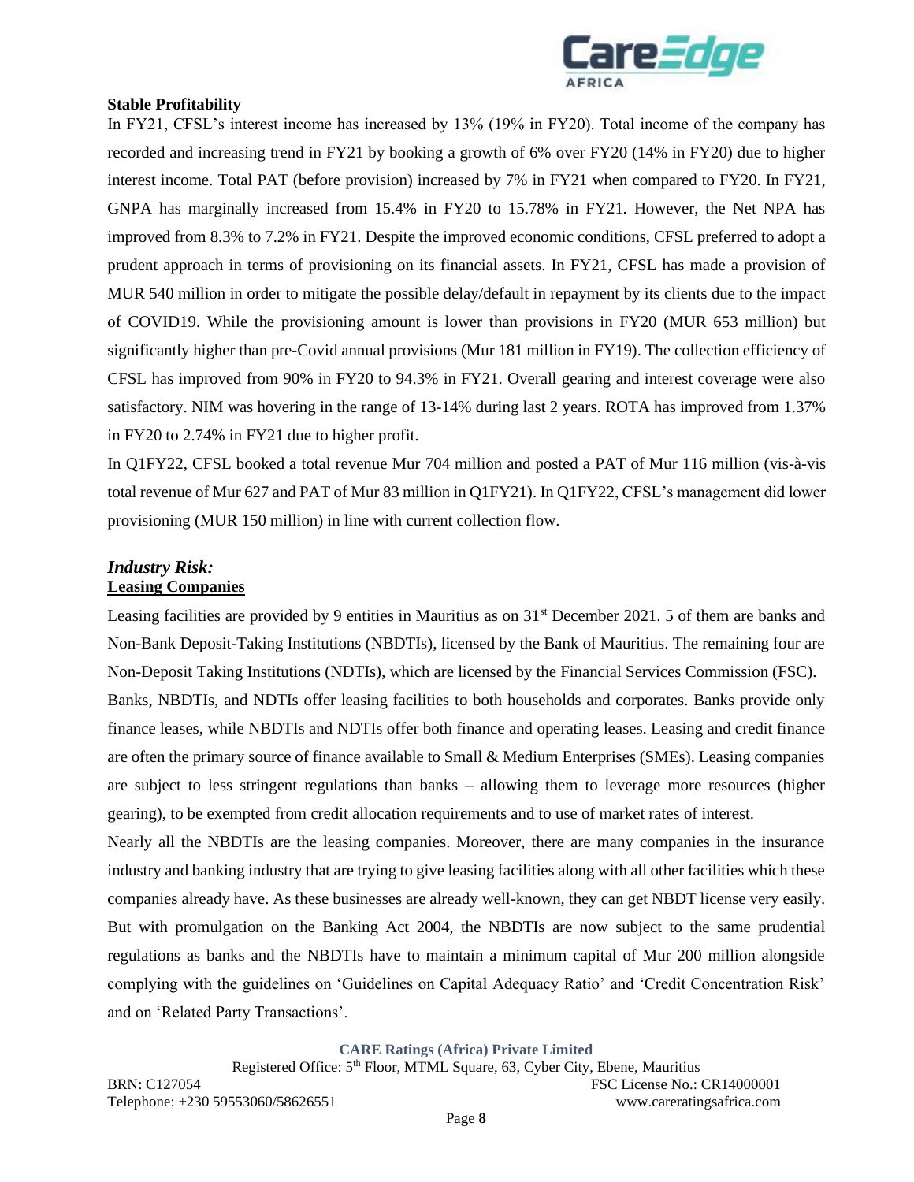**Stable Profitability**

In FY21, CFSL's interest income has increased by 13% (19% in FY20). Total income of the company has recorded and increasing trend in FY21 by booking a growth of 6% over FY20 (14% in FY20) due to higher interest income. Total PAT (before provision) increased by 7% in FY21 when compared to FY20. In FY21, GNPA has marginally increased from 15.4% in FY20 to 15.78% in FY21. However, the Net NPA has improved from 8.3% to 7.2% in FY21. Despite the improved economic conditions, CFSL preferred to adopt a prudent approach in terms of provisioning on its financial assets. In FY21, CFSL has made a provision of MUR 540 million in order to mitigate the possible delay/default in repayment by its clients due to the impact of COVID19. While the provisioning amount is lower than provisions in FY20 (MUR 653 million) but significantly higher than pre-Covid annual provisions (Mur 181 million in FY19). The collection efficiency of CFSL has improved from 90% in FY20 to 94.3% in FY21. Overall gearing and interest coverage were also satisfactory. NIM was hovering in the range of 13-14% during last 2 years. ROTA has improved from 1.37% in FY20 to 2.74% in FY21 due to higher profit.

In Q1FY22, CFSL booked a total revenue Mur 704 million and posted a PAT of Mur 116 million (vis-à-vis total revenue of Mur 627 and PAT of Mur 83 million in Q1FY21). In Q1FY22, CFSL's management did lower provisioning (MUR 150 million) in line with current collection flow.

### *Industry Risk:*

**Leasing Companies**

Leasing facilities are provided by 9 entities in Mauritius as on 31st December 2021. 5 of them are banks and Non-Bank Deposit-Taking Institutions (NBDTIs), licensed by the Bank of Mauritius. The remaining four are Non-Deposit Taking Institutions (NDTIs), which are licensed by the Financial Services Commission (FSC).

Banks, NBDTIs, and NDTIs offer leasing facilities to both households and corporates. Banks provide only finance leases, while NBDTIs and NDTIs offer both finance and operating leases. Leasing and credit finance are often the primary source of finance available to Small & Medium Enterprises (SMEs). Leasing companies are subject to less stringent regulations than banks – allowing them to leverage more resources (higher gearing), to be exempted from credit allocation requirements and to use of market rates of interest.

Nearly all the NBDTIs are the leasing companies. Moreover, there are many companies in the insurance industry and banking industry that are trying to give leasing facilities along with all other facilities which these companies already have. As these businesses are already well-known, they can get NBDT license very easily. But with promulgation on the Banking Act 2004, the NBDTIs are now subject to the same prudential regulations as banks and the NBDTIs have to maintain a minimum capital of Mur 200 million alongside complying with the guidelines on 'Guidelines on Capital Adequacy Ratio' and 'Credit Concentration Risk' and on 'Related Party Transactions'.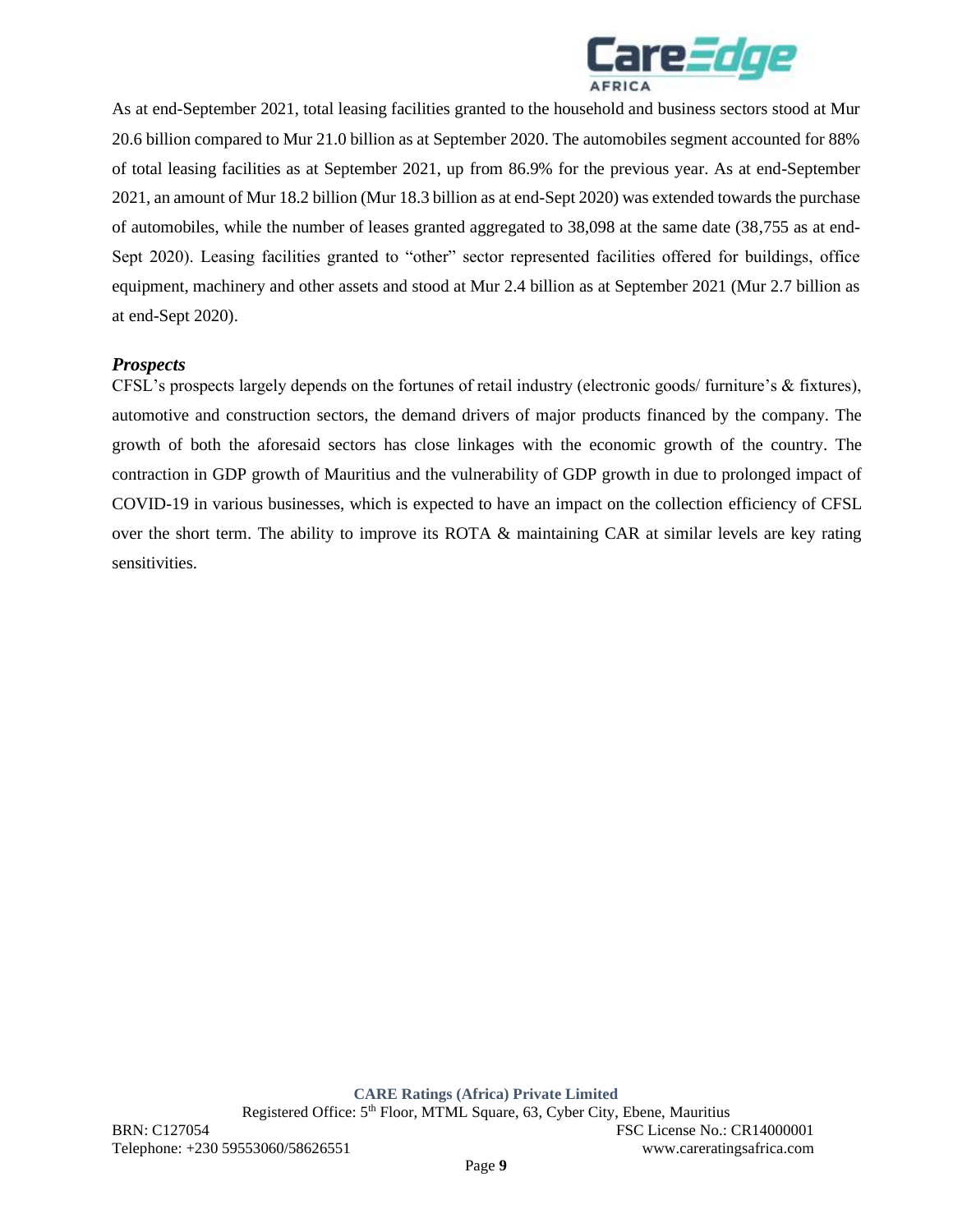As at end-September 2021, total leasing facilities granted to the household and business sectors stood at Mur 20.6 billion compared to Mur 21.0 billion as at September 2020. The automobiles segment accounted for 88% of total leasing facilities as at September 2021, up from 86.9% for the previous year. As at end-September 2021, an amount of Mur 18.2 billion (Mur 18.3 billion as at end-Sept 2020) was extended towards the purchase of automobiles, while the number of leases granted aggregated to 38,098 at the same date (38,755 as at end-Sept 2020). Leasing facilities granted to "other" sector represented facilities offered for buildings, office equipment, machinery and other assets and stood at Mur 2.4 billion as at September 2021 (Mur 2.7 billion as at end-Sept 2020).

***Prospects***

CFSL's prospects largely depends on the fortunes of retail industry (electronic goods/ furniture's & fixtures), automotive and construction sectors, the demand drivers of major products financed by the company. The growth of both the aforesaid sectors has close linkages with the economic growth of the country. The contraction in GDP growth of Mauritius and the vulnerability of GDP growth in due to prolonged impact of COVID-19 in various businesses, which is expected to have an impact on the collection efficiency of CFSL over the short term. The ability to improve its ROTA & maintaining CAR at similar levels are key rating sensitivities.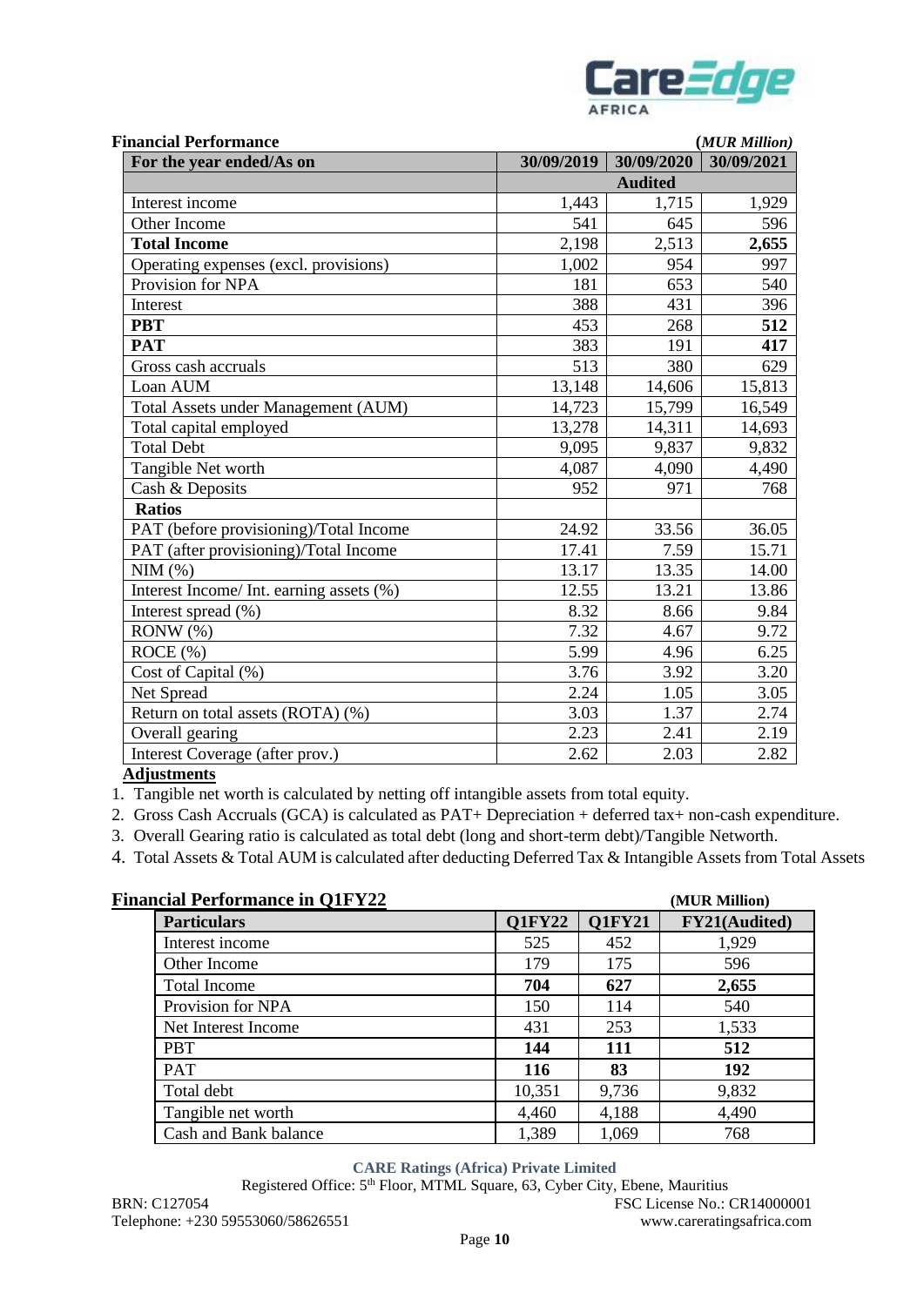**Financial Performance** **(*MUR Million)***

| For the year ended/As on | 30/09/2019 | 30/09/2020 | 30/09/2021 |
|---|---|---|---|
| | | **Audited** | |
| Interest income | 1,443 | 1,715 | 1,929 |
| Other Income | 541 | 645 | 596 |
| **Total Income** | 2,198 | 2,513 | **2,655** |
| Operating expenses (excl. provisions) | 1,002 | 954 | 997 |
| Provision for NPA | 181 | 653 | 540 |
| Interest | 388 | 431 | 396 |
| **PBT** | 453 | 268 | **512** |
| **PAT** | 383 | 191 | **417** |
| Gross cash accruals | 513 | 380 | 629 |
| Loan AUM | 13,148 | 14,606 | 15,813 |
| Total Assets under Management (AUM) | 14,723 | 15,799 | 16,549 |
| Total capital employed | 13,278 | 14,311 | 14,693 |
| Total Debt | 9,095 | 9,837 | 9,832 |
| Tangible Net worth | 4,087 | 4,090 | 4,490 |
| Cash & Deposits | 952 | 971 | 768 |
| **Ratios** | | | |
| PAT (before provisioning)/Total Income | 24.92 | 33.56 | 36.05 |
| PAT (after provisioning)/Total Income | 17.41 | 7.59 | 15.71 |
| NIM (%) | 13.17 | 13.35 | 14.00 |
| Interest Income/ Int. earning assets (%) | 12.55 | 13.21 | 13.86 |
| Interest spread (%) | 8.32 | 8.66 | 9.84 |
| RONW (%) | 7.32 | 4.67 | 9.72 |
| ROCE (%) | 5.99 | 4.96 | 6.25 |
| Cost of Capital (%) | 3.76 | 3.92 | 3.20 |
| Net Spread | 2.24 | 1.05 | 3.05 |
| Return on total assets (ROTA) (%) | 3.03 | 1.37 | 2.74 |
| Overall gearing | 2.23 | 2.41 | 2.19 |
| Interest Coverage (after prov.) | 2.62 | 2.03 | 2.82 |

**Adjustments**

1. Tangible net worth is calculated by netting off intangible assets from total equity.
2. Gross Cash Accruals (GCA) is calculated as PAT+ Depreciation + deferred tax+ non-cash expenditure.
3. Overall Gearing ratio is calculated as total debt (long and short-term debt)/Tangible Networth.
4. Total Assets & Total AUM is calculated after deducting Deferred Tax & Intangible Assets from Total Assets

**Financial Performance in Q1FY22** **(MUR Million)**

| Particulars | Q1FY22 | Q1FY21 | FY21(Audited) |
|---|---|---|---|
| Interest income | 525 | 452 | 1,929 |
| Other Income | 179 | 175 | 596 |
| Total Income | **704** | **627** | **2,655** |
| Provision for NPA | 150 | 114 | 540 |
| Net Interest Income | 431 | 253 | 1,533 |
| PBT | **144** | **111** | **512** |
| PAT | **116** | **83** | **192** |
| Total debt | 10,351 | 9,736 | 9,832 |
| Tangible net worth | 4,460 | 4,188 | 4,490 |
| Cash and Bank balance | 1,389 | 1,069 | 768 |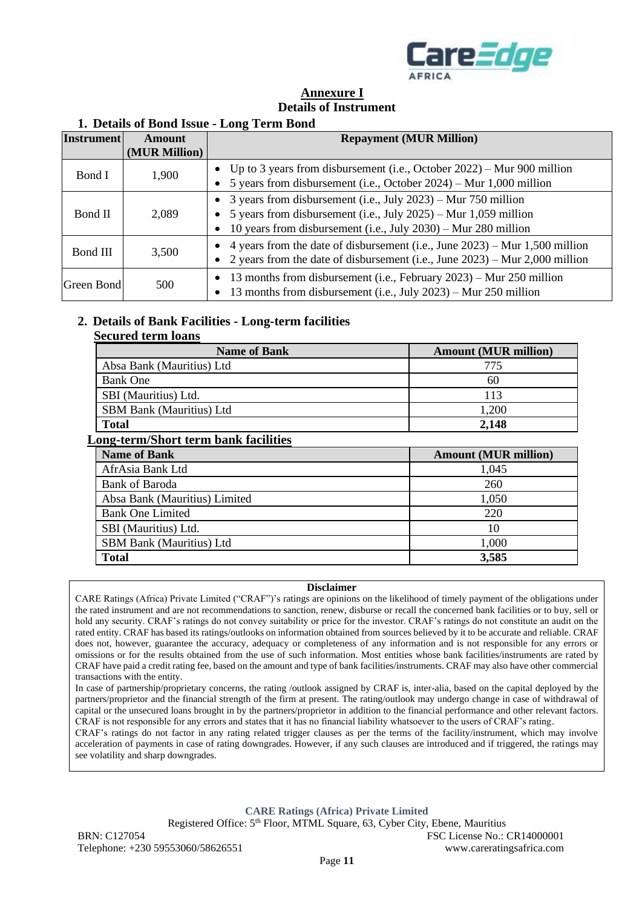## Annexure I

## Details of Instrument

### 1. Details of Bond Issue - Long Term Bond

| Instrument | Amount (MUR Million) | Repayment (MUR Million) |
| --- | --- | --- |
| Bond I | 1,900 | • Up to 3 years from disbursement (i.e., October 2022) – Mur 900 million<br>• 5 years from disbursement (i.e., October 2024) – Mur 1,000 million |
| Bond II | 2,089 | • 3 years from disbursement (i.e., July 2023) – Mur 750 million<br>• 5 years from disbursement (i.e., July 2025) – Mur 1,059 million<br>• 10 years from disbursement (i.e., July 2030) – Mur 280 million |
| Bond III | 3,500 | • 4 years from the date of disbursement (i.e., June 2023) – Mur 1,500 million<br>• 2 years from the date of disbursement (i.e., June 2023) – Mur 2,000 million |
| Green Bond | 500 | • 13 months from disbursement (i.e., February 2023) – Mur 250 million<br>• 13 months from disbursement (i.e., July 2023) – Mur 250 million |

### 2. Details of Bank Facilities - Long-term facilities

**Secured term loans**

| Name of Bank | Amount (MUR million) |
| --- | --- |
| Absa Bank (Mauritius) Ltd | 775 |
| Bank One | 60 |
| SBI (Mauritius) Ltd. | 113 |
| SBM Bank (Mauritius) Ltd | 1,200 |
| **Total** | **2,148** |

**Long-term/Short term bank facilities**

| Name of Bank | Amount (MUR million) |
| --- | --- |
| AfrAsia Bank Ltd | 1,045 |
| Bank of Baroda | 260 |
| Absa Bank (Mauritius) Limited | 1,050 |
| Bank One Limited | 220 |
| SBI (Mauritius) Ltd. | 10 |
| SBM Bank (Mauritius) Ltd | 1,000 |
| **Total** | **3,585** |

**Disclaimer**

CARE Ratings (Africa) Private Limited ("CRAF")'s ratings are opinions on the likelihood of timely payment of the obligations under the rated instrument and are not recommendations to sanction, renew, disburse or recall the concerned bank facilities or to buy, sell or hold any security. CRAF's ratings do not convey suitability or price for the investor. CRAF's ratings do not constitute an audit on the rated entity. CRAF has based its ratings/outlooks on information obtained from sources believed by it to be accurate and reliable. CRAF does not, however, guarantee the accuracy, adequacy or completeness of any information and is not responsible for any errors or omissions or for the results obtained from the use of such information. Most entities whose bank facilities/instruments are rated by CRAF have paid a credit rating fee, based on the amount and type of bank facilities/instruments. CRAF may also have other commercial transactions with the entity.

In case of partnership/proprietary concerns, the rating /outlook assigned by CRAF is, inter-alia, based on the capital deployed by the partners/proprietor and the financial strength of the firm at present. The rating/outlook may undergo change in case of withdrawal of capital or the unsecured loans brought in by the partners/proprietor in addition to the financial performance and other relevant factors. CRAF is not responsible for any errors and states that it has no financial liability whatsoever to the users of CRAF's rating.

CRAF's ratings do not factor in any rating related trigger clauses as per the terms of the facility/instrument, which may involve acceleration of payments in case of rating downgrades. However, if any such clauses are introduced and if triggered, the ratings may see volatility and sharp downgrades.